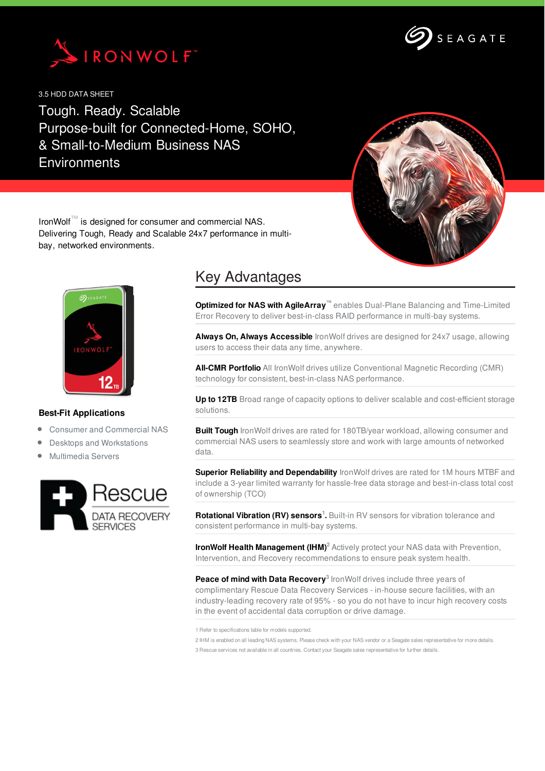IRONWOLF™

SEAGATE

3.5 HDD DATA SHEET

# Tough. Ready. Scalable Purpose-built for Connected-Home, SOHO, & Small-to-Medium Business NAS Environments

IronWolf™ is designed for consumer and commercial NAS. Delivering Tough, Ready and Scalable 24x7 performance in multi-bay, networked environments.

### Best-Fit Applications

- Consumer and Commercial NAS
- Desktops and Workstations
- Multimedia Servers

Rescue DATA RECOVERY SERVICES

## Key Advantages

**Optimized for NAS with AgileArray™** enables Dual-Plane Balancing and Time-Limited Error Recovery to deliver best-in-class RAID performance in multi-bay systems.

**Always On, Always Accessible** IronWolf drives are designed for 24x7 usage, allowing users to access their data any time, anywhere.

**All-CMR Portfolio** All IronWolf drives utilize Conventional Magnetic Recording (CMR) technology for consistent, best-in-class NAS performance.

**Up to 12TB** Broad range of capacity options to deliver scalable and cost-efficient storage solutions.

**Built Tough** IronWolf drives are rated for 180TB/year workload, allowing consumer and commercial NAS users to seamlessly store and work with large amounts of networked data.

**Superior Reliability and Dependability** IronWolf drives are rated for 1M hours MTBF and include a 3-year limited warranty for hassle-free data storage and best-in-class total cost of ownership (TCO)

**Rotational Vibration (RV) sensors**[1]**.** Built-in RV sensors for vibration tolerance and consistent performance in multi-bay systems.

**IronWolf Health Management (IHM)**[2] Actively protect your NAS data with Prevention, Intervention, and Recovery recommendations to ensure peak system health.

**Peace of mind with Data Recovery**[3] IronWolf drives include three years of complimentary Rescue Data Recovery Services - in-house secure facilities, with an industry-leading recovery rate of 95% - so you do not have to incur high recovery costs in the event of accidental data corruption or drive damage.

1 Refer to specifications table for models supported.

2 IHM is enabled on all leading NAS systems. Please check with your NAS vendor or a Seagate sales representative for more details.

3 Rescue services not available in all countries. Contact your Seagate sales representative for further details.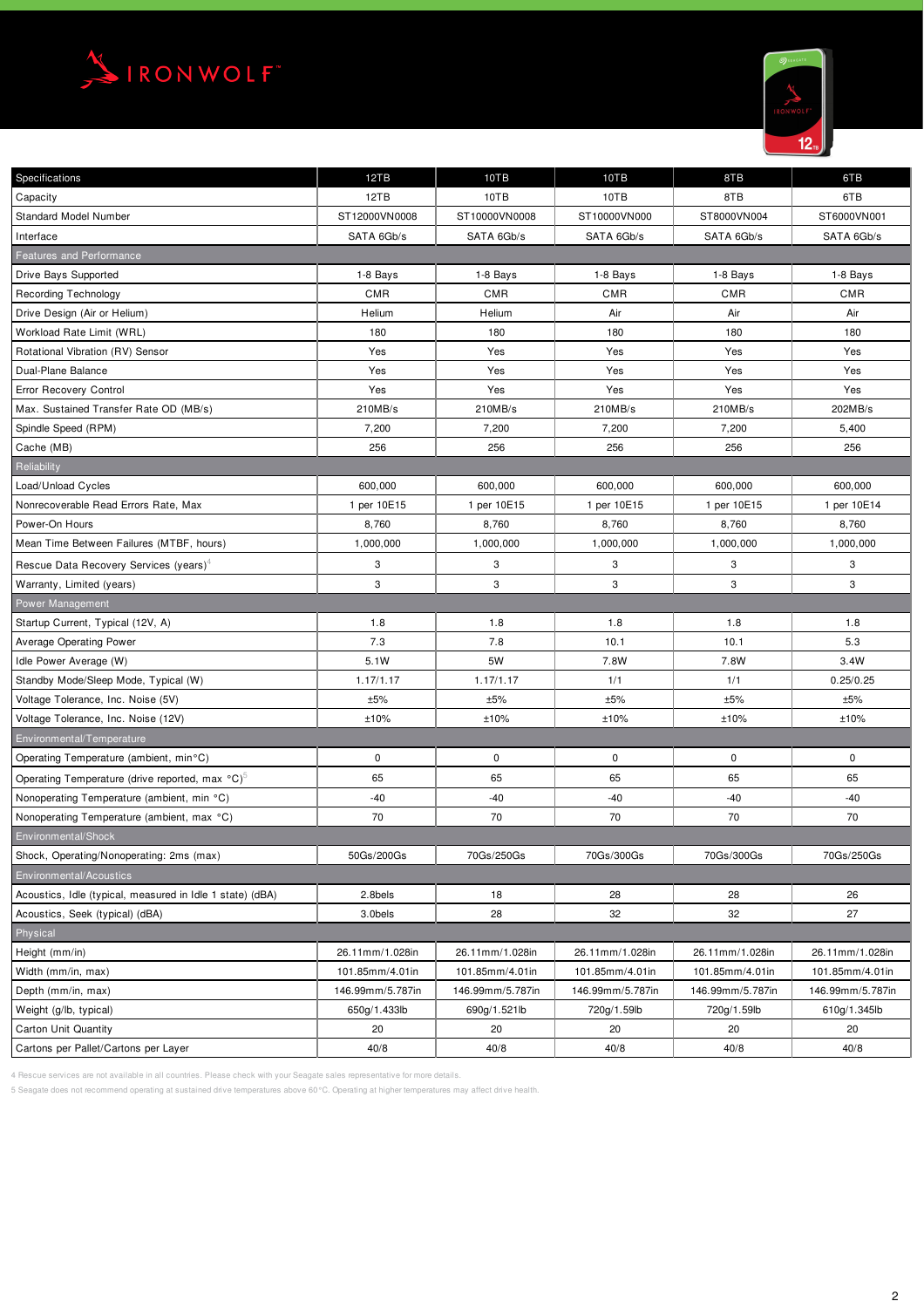# IRONWOLF™

| Specifications | 12TB | 10TB | 10TB | 8TB | 6TB |
|---|---|---|---|---|---|
| Capacity | 12TB | 10TB | 10TB | 8TB | 6TB |
| Standard Model Number | ST12000VN0008 | ST10000VN0008 | ST10000VN000 | ST8000VN004 | ST6000VN001 |
| Interface | SATA 6Gb/s | SATA 6Gb/s | SATA 6Gb/s | SATA 6Gb/s | SATA 6Gb/s |
| **Features and Performance** | | | | | |
| Drive Bays Supported | 1-8 Bays | 1-8 Bays | 1-8 Bays | 1-8 Bays | 1-8 Bays |
| Recording Technology | CMR | CMR | CMR | CMR | CMR |
| Drive Design (Air or Helium) | Helium | Helium | Air | Air | Air |
| Workload Rate Limit (WRL) | 180 | 180 | 180 | 180 | 180 |
| Rotational Vibration (RV) Sensor | Yes | Yes | Yes | Yes | Yes |
| Dual-Plane Balance | Yes | Yes | Yes | Yes | Yes |
| Error Recovery Control | Yes | Yes | Yes | Yes | Yes |
| Max. Sustained Transfer Rate OD (MB/s) | 210MB/s | 210MB/s | 210MB/s | 210MB/s | 202MB/s |
| Spindle Speed (RPM) | 7,200 | 7,200 | 7,200 | 7,200 | 5,400 |
| Cache (MB) | 256 | 256 | 256 | 256 | 256 |
| **Reliability** | | | | | |
| Load/Unload Cycles | 600,000 | 600,000 | 600,000 | 600,000 | 600,000 |
| Nonrecoverable Read Errors Rate, Max | 1 per 10E15 | 1 per 10E15 | 1 per 10E15 | 1 per 10E15 | 1 per 10E14 |
| Power-On Hours | 8,760 | 8,760 | 8,760 | 8,760 | 8,760 |
| Mean Time Between Failures (MTBF, hours) | 1,000,000 | 1,000,000 | 1,000,000 | 1,000,000 | 1,000,000 |
| Rescue Data Recovery Services (years)[4] | 3 | 3 | 3 | 3 | 3 |
| Warranty, Limited (years) | 3 | 3 | 3 | 3 | 3 |
| **Power Management** | | | | | |
| Startup Current, Typical (12V, A) | 1.8 | 1.8 | 1.8 | 1.8 | 1.8 |
| Average Operating Power | 7.3 | 7.8 | 10.1 | 10.1 | 5.3 |
| Idle Power Average (W) | 5.1W | 5W | 7.8W | 7.8W | 3.4W |
| Standby Mode/Sleep Mode, Typical (W) | 1.17/1.17 | 1.17/1.17 | 1/1 | 1/1 | 0.25/0.25 |
| Voltage Tolerance, Inc. Noise (5V) | ±5% | ±5% | ±5% | ±5% | ±5% |
| Voltage Tolerance, Inc. Noise (12V) | ±10% | ±10% | ±10% | ±10% | ±10% |
| **Environmental/Temperature** | | | | | |
| Operating Temperature (ambient, min°C) | 0 | 0 | 0 | 0 | 0 |
| Operating Temperature (drive reported, max °C)[5] | 65 | 65 | 65 | 65 | 65 |
| Nonoperating Temperature (ambient, min °C) | -40 | -40 | -40 | -40 | -40 |
| Nonoperating Temperature (ambient, max °C) | 70 | 70 | 70 | 70 | 70 |
| **Environmental/Shock** | | | | | |
| Shock, Operating/Nonoperating: 2ms (max) | 50Gs/200Gs | 70Gs/250Gs | 70Gs/300Gs | 70Gs/300Gs | 70Gs/250Gs |
| **Environmental/Acoustics** | | | | | |
| Acoustics, Idle (typical, measured in Idle 1 state) (dBA) | 2.8bels | 18 | 28 | 28 | 26 |
| Acoustics, Seek (typical) (dBA) | 3.0bels | 28 | 32 | 32 | 27 |
| **Physical** | | | | | |
| Height (mm/in) | 26.11mm/1.028in | 26.11mm/1.028in | 26.11mm/1.028in | 26.11mm/1.028in | 26.11mm/1.028in |
| Width (mm/in, max) | 101.85mm/4.01in | 101.85mm/4.01in | 101.85mm/4.01in | 101.85mm/4.01in | 101.85mm/4.01in |
| Depth (mm/in, max) | 146.99mm/5.787in | 146.99mm/5.787in | 146.99mm/5.787in | 146.99mm/5.787in | 146.99mm/5.787in |
| Weight (g/lb, typical) | 650g/1.433lb | 690g/1.521lb | 720g/1.59lb | 720g/1.59lb | 610g/1.345lb |
| Carton Unit Quantity | 20 | 20 | 20 | 20 | 20 |
| Cartons per Pallet/Cartons per Layer | 40/8 | 40/8 | 40/8 | 40/8 | 40/8 |

4 Rescue services are not available in all countries. Please check with your Seagate sales representative for more details.

5 Seagate does not recommend operating at sustained drive temperatures above 60°C. Operating at higher temperatures may affect drive health.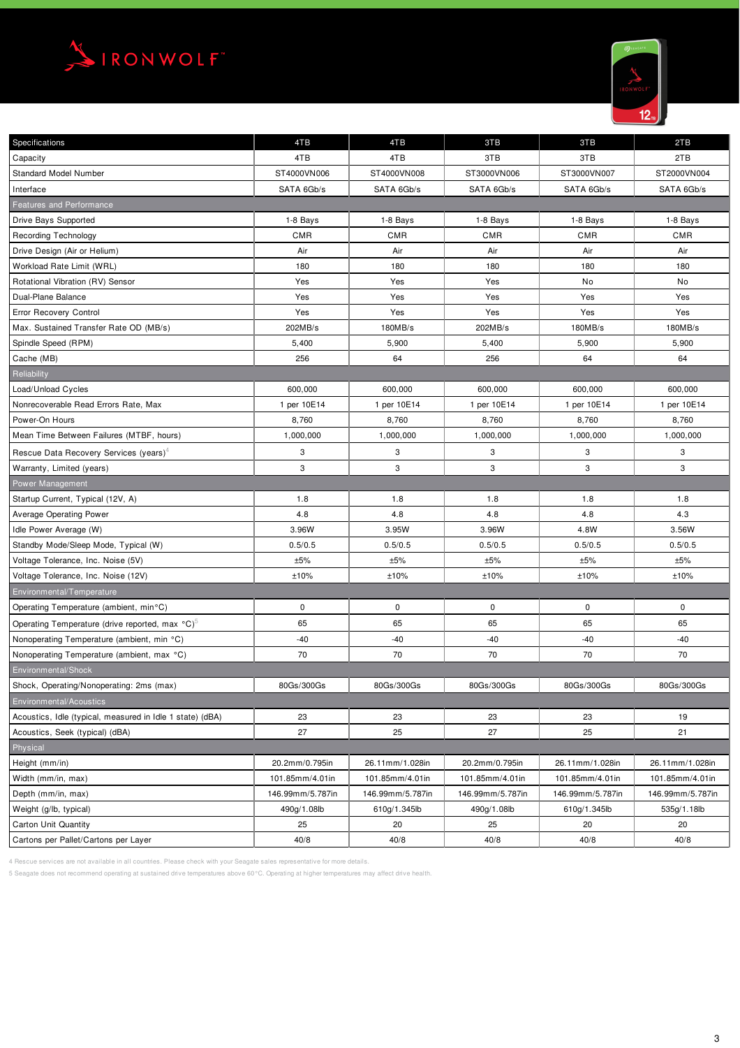# IRONWOLF

| Specifications | 4TB | 4TB | 3TB | 3TB | 2TB |
|---|---|---|---|---|---|
| Capacity | 4TB | 4TB | 3TB | 3TB | 2TB |
| Standard Model Number | ST4000VN006 | ST4000VN008 | ST3000VN006 | ST3000VN007 | ST2000VN004 |
| Interface | SATA 6Gb/s | SATA 6Gb/s | SATA 6Gb/s | SATA 6Gb/s | SATA 6Gb/s |
| **Features and Performance** | | | | | |
| Drive Bays Supported | 1-8 Bays | 1-8 Bays | 1-8 Bays | 1-8 Bays | 1-8 Bays |
| Recording Technology | CMR | CMR | CMR | CMR | CMR |
| Drive Design (Air or Helium) | Air | Air | Air | Air | Air |
| Workload Rate Limit (WRL) | 180 | 180 | 180 | 180 | 180 |
| Rotational Vibration (RV) Sensor | Yes | Yes | Yes | No | No |
| Dual-Plane Balance | Yes | Yes | Yes | Yes | Yes |
| Error Recovery Control | Yes | Yes | Yes | Yes | Yes |
| Max. Sustained Transfer Rate OD (MB/s) | 202MB/s | 180MB/s | 202MB/s | 180MB/s | 180MB/s |
| Spindle Speed (RPM) | 5,400 | 5,900 | 5,400 | 5,900 | 5,900 |
| Cache (MB) | 256 | 64 | 256 | 64 | 64 |
| **Reliability** | | | | | |
| Load/Unload Cycles | 600,000 | 600,000 | 600,000 | 600,000 | 600,000 |
| Nonrecoverable Read Errors Rate, Max | 1 per 10E14 | 1 per 10E14 | 1 per 10E14 | 1 per 10E14 | 1 per 10E14 |
| Power-On Hours | 8,760 | 8,760 | 8,760 | 8,760 | 8,760 |
| Mean Time Between Failures (MTBF, hours) | 1,000,000 | 1,000,000 | 1,000,000 | 1,000,000 | 1,000,000 |
| Rescue Data Recovery Services (years)[4] | 3 | 3 | 3 | 3 | 3 |
| Warranty, Limited (years) | 3 | 3 | 3 | 3 | 3 |
| **Power Management** | | | | | |
| Startup Current, Typical (12V, A) | 1.8 | 1.8 | 1.8 | 1.8 | 1.8 |
| Average Operating Power | 4.8 | 4.8 | 4.8 | 4.8 | 4.3 |
| Idle Power Average (W) | 3.96W | 3.95W | 3.96W | 4.8W | 3.56W |
| Standby Mode/Sleep Mode, Typical (W) | 0.5/0.5 | 0.5/0.5 | 0.5/0.5 | 0.5/0.5 | 0.5/0.5 |
| Voltage Tolerance, Inc. Noise (5V) | ±5% | ±5% | ±5% | ±5% | ±5% |
| Voltage Tolerance, Inc. Noise (12V) | ±10% | ±10% | ±10% | ±10% | ±10% |
| **Environmental/Temperature** | | | | | |
| Operating Temperature (ambient, min°C) | 0 | 0 | 0 | 0 | 0 |
| Operating Temperature (drive reported, max °C)[5] | 65 | 65 | 65 | 65 | 65 |
| Nonoperating Temperature (ambient, min °C) | -40 | -40 | -40 | -40 | -40 |
| Nonoperating Temperature (ambient, max °C) | 70 | 70 | 70 | 70 | 70 |
| **Environmental/Shock** | | | | | |
| Shock, Operating/Nonoperating: 2ms (max) | 80Gs/300Gs | 80Gs/300Gs | 80Gs/300Gs | 80Gs/300Gs | 80Gs/300Gs |
| **Environmental/Acoustics** | | | | | |
| Acoustics, Idle (typical, measured in Idle 1 state) (dBA) | 23 | 23 | 23 | 23 | 19 |
| Acoustics, Seek (typical) (dBA) | 27 | 25 | 27 | 25 | 21 |
| **Physical** | | | | | |
| Height (mm/in) | 20.2mm/0.795in | 26.11mm/1.028in | 20.2mm/0.795in | 26.11mm/1.028in | 26.11mm/1.028in |
| Width (mm/in, max) | 101.85mm/4.01in | 101.85mm/4.01in | 101.85mm/4.01in | 101.85mm/4.01in | 101.85mm/4.01in |
| Depth (mm/in, max) | 146.99mm/5.787in | 146.99mm/5.787in | 146.99mm/5.787in | 146.99mm/5.787in | 146.99mm/5.787in |
| Weight (g/lb, typical) | 490g/1.08lb | 610g/1.345lb | 490g/1.08lb | 610g/1.345lb | 535g/1.18lb |
| Carton Unit Quantity | 25 | 20 | 25 | 20 | 20 |
| Cartons per Pallet/Cartons per Layer | 40/8 | 40/8 | 40/8 | 40/8 | 40/8 |

4 Rescue services are not available in all countries. Please check with your Seagate sales representative for more details.

5 Seagate does not recommend operating at sustained drive temperatures above 60°C. Operating at higher temperatures may affect drive health.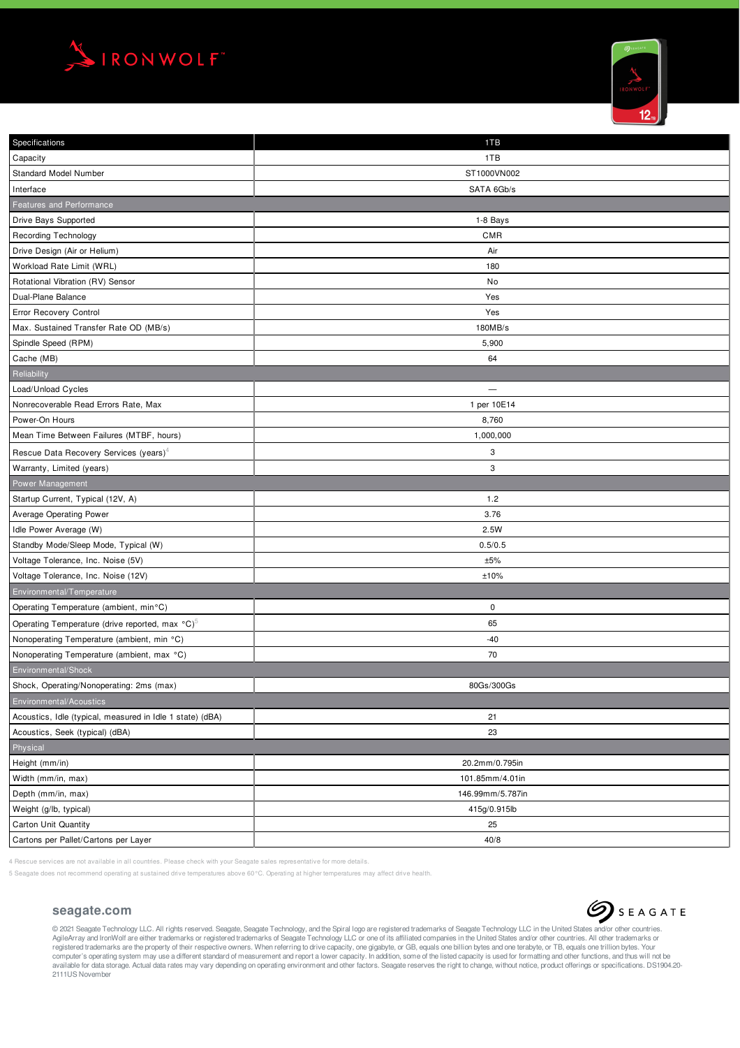IRONWOLF™

| Specifications | 1TB |
|---|---|
| Capacity | 1TB |
| Standard Model Number | ST1000VN002 |
| Interface | SATA 6Gb/s |
| Features and Performance | |
| Drive Bays Supported | 1-8 Bays |
| Recording Technology | CMR |
| Drive Design (Air or Helium) | Air |
| Workload Rate Limit (WRL) | 180 |
| Rotational Vibration (RV) Sensor | No |
| Dual-Plane Balance | Yes |
| Error Recovery Control | Yes |
| Max. Sustained Transfer Rate OD (MB/s) | 180MB/s |
| Spindle Speed (RPM) | 5,900 |
| Cache (MB) | 64 |
| Reliability | |
| Load/Unload Cycles | — |
| Nonrecoverable Read Errors Rate, Max | 1 per 10E14 |
| Power-On Hours | 8,760 |
| Mean Time Between Failures (MTBF, hours) | 1,000,000 |
| Rescue Data Recovery Services (years)[4] | 3 |
| Warranty, Limited (years) | 3 |
| Power Management | |
| Startup Current, Typical (12V, A) | 1.2 |
| Average Operating Power | 3.76 |
| Idle Power Average (W) | 2.5W |
| Standby Mode/Sleep Mode, Typical (W) | 0.5/0.5 |
| Voltage Tolerance, Inc. Noise (5V) | ±5% |
| Voltage Tolerance, Inc. Noise (12V) | ±10% |
| Environmental/Temperature | |
| Operating Temperature (ambient, min°C) | 0 |
| Operating Temperature (drive reported, max °C)[5] | 65 |
| Nonoperating Temperature (ambient, min °C) | -40 |
| Nonoperating Temperature (ambient, max °C) | 70 |
| Environmental/Shock | |
| Shock, Operating/Nonoperating: 2ms (max) | 80Gs/300Gs |
| Environmental/Acoustics | |
| Acoustics, Idle (typical, measured in Idle 1 state) (dBA) | 21 |
| Acoustics, Seek (typical) (dBA) | 23 |
| Physical | |
| Height (mm/in) | 20.2mm/0.795in |
| Width (mm/in, max) | 101.85mm/4.01in |
| Depth (mm/in, max) | 146.99mm/5.787in |
| Weight (g/lb, typical) | 415g/0.915lb |
| Carton Unit Quantity | 25 |
| Cartons per Pallet/Cartons per Layer | 40/8 |

4 Rescue services are not available in all countries. Please check with your Seagate sales representative for more details.

5 Seagate does not recommend operating at sustained drive temperatures above 60°C. Operating at higher temperatures may affect drive health.

**seagate.com**

SEAGATE

© 2021 Seagate Technology LLC. All rights reserved. Seagate, Seagate Technology, and the Spiral logo are registered trademarks of Seagate Technology LLC in the United States and/or other countries. AgileArray and IronWolf are either trademarks or registered trademarks of Seagate Technology LLC or one of its affiliated companies in the United States and/or other countries. All other trademarks or registered trademarks are the property of their respective owners. When referring to drive capacity, one gigabyte, or GB, equals one billion bytes and one terabyte, or TB, equals one trillion bytes. Your computer's operating system may use a different standard of measurement and report a lower capacity. In addition, some of the listed capacity is used for formatting and other functions, and thus will not be available for data storage. Actual data rates may vary depending on operating environment and other factors. Seagate reserves the right to change, without notice, product offerings or specifications. DS1904.20-2111US November